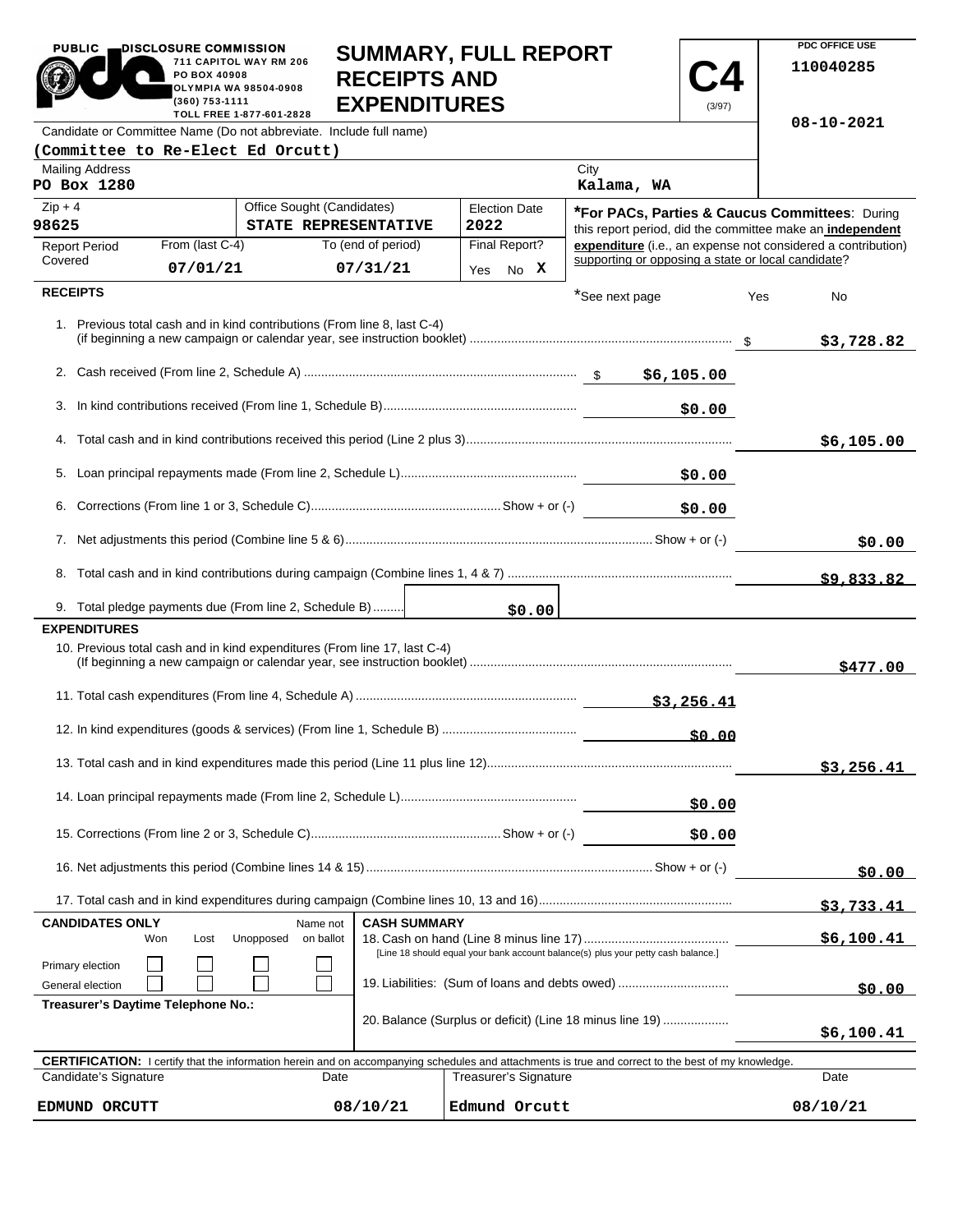PUBLIC DISCLOSURE COMMISSION
711 CAPITOL WAY RM 206
PO BOX 40908
OLYMPIA WA 98504-0908
(360) 753-1111
TOLL FREE 1-877-601-2828

# SUMMARY, FULL REPORT RECEIPTS AND EXPENDITURES

**C4** (3/97)

PDC OFFICE USE
110040285

08-10-2021

Candidate or Committee Name (Do not abbreviate. Include full name)
**(Committee to Re-Elect Ed Orcutt)**

| Mailing Address | City |
|---|---|
| PO Box 1280 | Kalama, WA |

| Zip + 4 | Office Sought (Candidates) | Election Date |
|---|---|---|
| 98625 | STATE REPRESENTATIVE | 2022 |

| Report Period Covered | From (last C-4) | To (end of period) | Final Report? |
|---|---|---|---|
| | 07/01/21 | 07/31/21 | Yes No X |

***For PACs, Parties & Caucus Committees**: During this report period, did the committee make an **independent expenditure** (i.e., an expense not considered a contribution) supporting or opposing a state or local candidate?

*See next page — Yes — No

## RECEIPTS

| | | |
|---|---|---|
| 1. Previous total cash and in kind contributions (From line 8, last C-4) (if beginning a new campaign or calendar year, see instruction booklet) | | $ $3,728.82 |
| 2. Cash received (From line 2, Schedule A) | $ $6,105.00 | |
| 3. In kind contributions received (From line 1, Schedule B) | $0.00 | |
| 4. Total cash and in kind contributions received this period (Line 2 plus 3) | | $6,105.00 |
| 5. Loan principal repayments made (From line 2, Schedule L) | $0.00 | |
| 6. Corrections (From line 1 or 3, Schedule C) Show + or (-) | $0.00 | |
| 7. Net adjustments this period (Combine line 5 & 6) Show + or (-) | | $0.00 |
| 8. Total cash and in kind contributions during campaign (Combine lines 1, 4 & 7) | | $9,833.82 |
| 9. Total pledge payments due (From line 2, Schedule B) | $0.00 | |

## EXPENDITURES

| | | |
|---|---|---|
| 10. Previous total cash and in kind expenditures (From line 17, last C-4) (If beginning a new campaign or calendar year, see instruction booklet) | | $477.00 |
| 11. Total cash expenditures (From line 4, Schedule A) | $3,256.41 | |
| 12. In kind expenditures (goods & services) (From line 1, Schedule B) | $0.00 | |
| 13. Total cash and in kind expenditures made this period (Line 11 plus line 12) | | $3,256.41 |
| 14. Loan principal repayments made (From line 2, Schedule L) | $0.00 | |
| 15. Corrections (From line 2 or 3, Schedule C) Show + or (-) | $0.00 | |
| 16. Net adjustments this period (Combine lines 14 & 15) Show + or (-) | | $0.00 |
| 17. Total cash and in kind expenditures during campaign (Combine lines 10, 13 and 16) | | $3,733.41 |

| CANDIDATES ONLY | Won | Lost | Unopposed | Name not on ballot |
|---|---|---|---|---|
| Primary election | ☐ | ☐ | ☐ | ☐ |
| General election | ☐ | ☐ | ☐ | ☐ |

**Treasurer's Daytime Telephone No.:**

**CASH SUMMARY**

| | |
|---|---|
| 18. Cash on hand (Line 8 minus line 17) [Line 18 should equal your bank account balance(s) plus your petty cash balance.] | $6,100.41 |
| 19. Liabilities: (Sum of loans and debts owed) | $0.00 |
| 20. Balance (Surplus or deficit) (Line 18 minus line 19) | $6,100.41 |

**CERTIFICATION:** I certify that the information herein and on accompanying schedules and attachments is true and correct to the best of my knowledge.

| Candidate's Signature | Date | Treasurer's Signature | Date |
|---|---|---|---|
| EDMUND ORCUTT | 08/10/21 | Edmund Orcutt | 08/10/21 |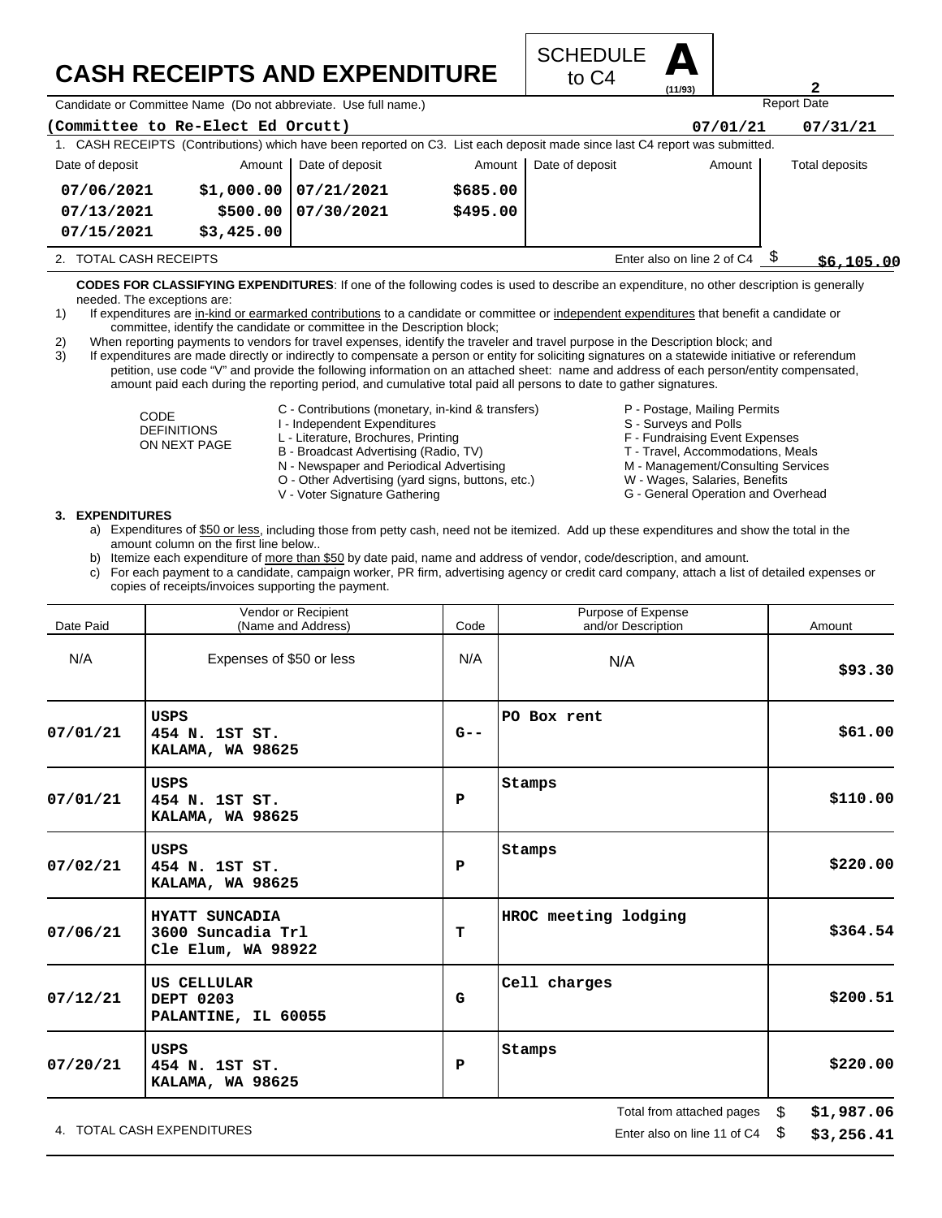# CASH RECEIPTS AND EXPENDITURE

SCHEDULE **A** to C4 (11/93)

**2**

Candidate or Committee Name (Do not abbreviate. Use full name.) | Report Date

**(Committee to Re-Elect Ed Orcutt)** | **07/01/21** | **07/31/21**

1. CASH RECEIPTS (Contributions) which have been reported on C3. List each deposit made since last C4 report was submitted.

| Date of deposit | Amount | Date of deposit | Amount | Date of deposit | Amount | Total deposits |
|---|---|---|---|---|---|---|
| 07/06/2021 | $1,000.00 | 07/21/2021 | $685.00 | | | |
| 07/13/2021 | $500.00 | 07/30/2021 | $495.00 | | | |
| 07/15/2021 | $3,425.00 | | | | | |

2. TOTAL CASH RECEIPTS — Enter also on line 2 of C4 $ **$6,105.00**

**CODES FOR CLASSIFYING EXPENDITURES**: If one of the following codes is used to describe an expenditure, no other description is generally needed. The exceptions are:

1) If expenditures are in-kind or earmarked contributions to a candidate or committee or independent expenditures that benefit a candidate or committee, identify the candidate or committee in the Description block;
2) When reporting payments to vendors for travel expenses, identify the traveler and travel purpose in the Description block; and
3) If expenditures are made directly or indirectly to compensate a person or entity for soliciting signatures on a statewide initiative or referendum petition, use code "V" and provide the following information on an attached sheet: name and address of each person/entity compensated, amount paid each during the reporting period, and cumulative total paid all persons to date to gather signatures.

CODE DEFINITIONS ON NEXT PAGE

- C - Contributions (monetary, in-kind & transfers)
- I - Independent Expenditures
- L - Literature, Brochures, Printing
- B - Broadcast Advertising (Radio, TV)
- N - Newspaper and Periodical Advertising
- O - Other Advertising (yard signs, buttons, etc.)
- V - Voter Signature Gathering
- P - Postage, Mailing Permits
- S - Surveys and Polls
- F - Fundraising Event Expenses
- T - Travel, Accommodations, Meals
- M - Management/Consulting Services
- W - Wages, Salaries, Benefits
- G - General Operation and Overhead

**3. EXPENDITURES**

a) Expenditures of $50 or less, including those from petty cash, need not be itemized. Add up these expenditures and show the total in the amount column on the first line below..
b) Itemize each expenditure of more than $50 by date paid, name and address of vendor, code/description, and amount.
c) For each payment to a candidate, campaign worker, PR firm, advertising agency or credit card company, attach a list of detailed expenses or copies of receipts/invoices supporting the payment.

| Date Paid | Vendor or Recipient (Name and Address) | Code | Purpose of Expense and/or Description | Amount |
|---|---|---|---|---|
| N/A | Expenses of $50 or less | N/A | N/A | $93.30 |
| 07/01/21 | USPS 454 N. 1ST ST. KALAMA, WA 98625 | G-- | PO Box rent | $61.00 |
| 07/01/21 | USPS 454 N. 1ST ST. KALAMA, WA 98625 | P | Stamps | $110.00 |
| 07/02/21 | USPS 454 N. 1ST ST. KALAMA, WA 98625 | P | Stamps | $220.00 |
| 07/06/21 | HYATT SUNCADIA 3600 Suncadia Trl Cle Elum, WA 98922 | T | HROC meeting lodging | $364.54 |
| 07/12/21 | US CELLULAR DEPT 0203 PALANTINE, IL 60055 | G | Cell charges | $200.51 |
| 07/20/21 | USPS 454 N. 1ST ST. KALAMA, WA 98625 | P | Stamps | $220.00 |

Total from attached pages $ **$1,987.06**

4. TOTAL CASH EXPENDITURES — Enter also on line 11 of C4 $ **$3,256.41**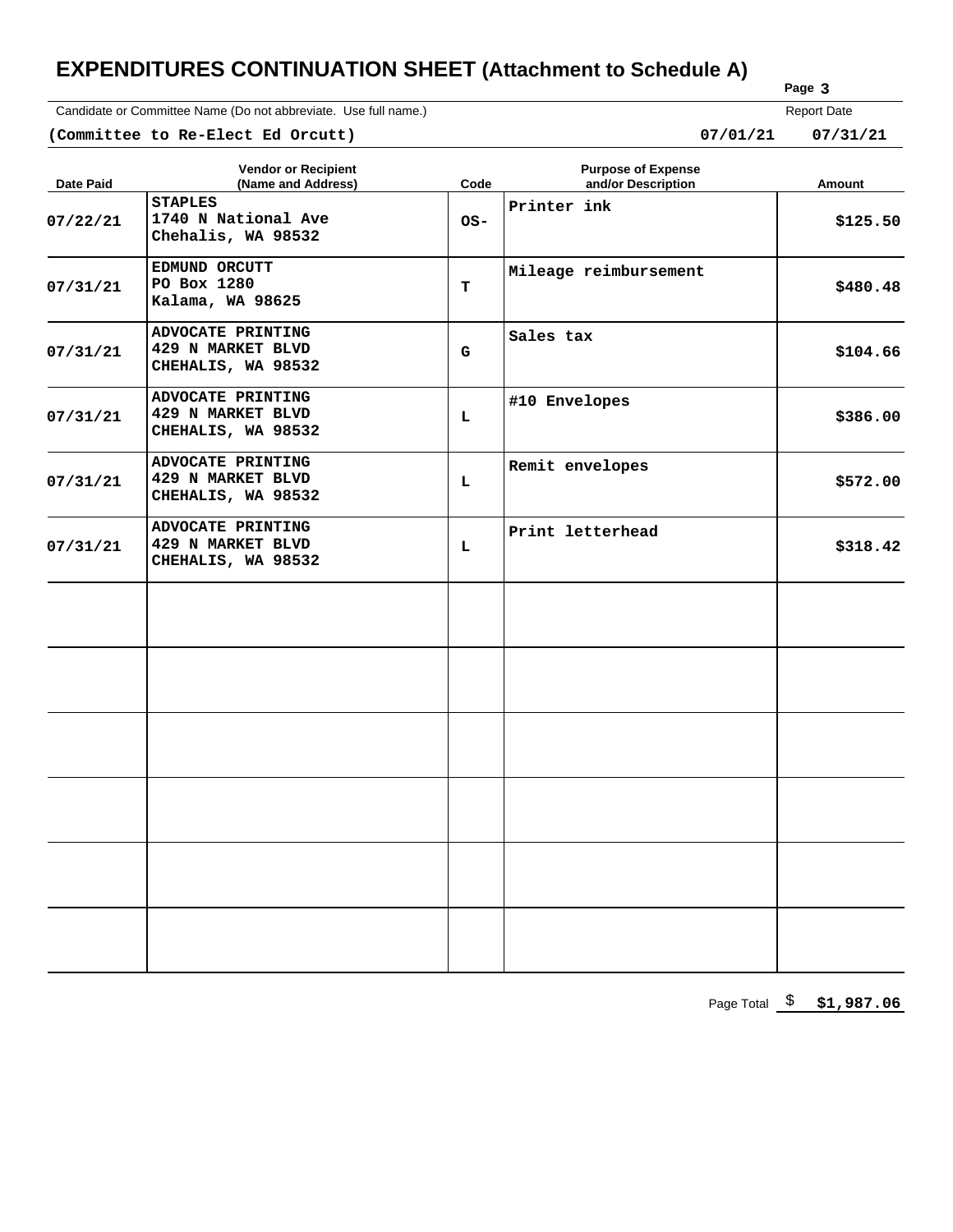# EXPENDITURES CONTINUATION SHEET (Attachment to Schedule A)

Page 3

Candidate or Committee Name (Do not abbreviate. Use full name.)

**(Committee to Re-Elect Ed Orcutt)**

Report Date

**07/01/21 07/31/21**

| Date Paid | Vendor or Recipient (Name and Address) | Code | Purpose of Expense and/or Description | Amount |
| --- | --- | --- | --- | --- |
| 07/22/21 | STAPLES<br>1740 N National Ave<br>Chehalis, WA 98532 | OS- | Printer ink | $125.50 |
| 07/31/21 | EDMUND ORCUTT<br>PO Box 1280<br>Kalama, WA 98625 | T | Mileage reimbursement | $480.48 |
| 07/31/21 | ADVOCATE PRINTING<br>429 N MARKET BLVD<br>CHEHALIS, WA 98532 | G | Sales tax | $104.66 |
| 07/31/21 | ADVOCATE PRINTING<br>429 N MARKET BLVD<br>CHEHALIS, WA 98532 | L | #10 Envelopes | $386.00 |
| 07/31/21 | ADVOCATE PRINTING<br>429 N MARKET BLVD<br>CHEHALIS, WA 98532 | L | Remit envelopes | $572.00 |
| 07/31/21 | ADVOCATE PRINTING<br>429 N MARKET BLVD<br>CHEHALIS, WA 98532 | L | Print letterhead | $318.42 |
| | | | | |
| | | | | |
| | | | | |
| | | | | |
| | | | | |
| | | | | |

Page Total $ **$1,987.06**